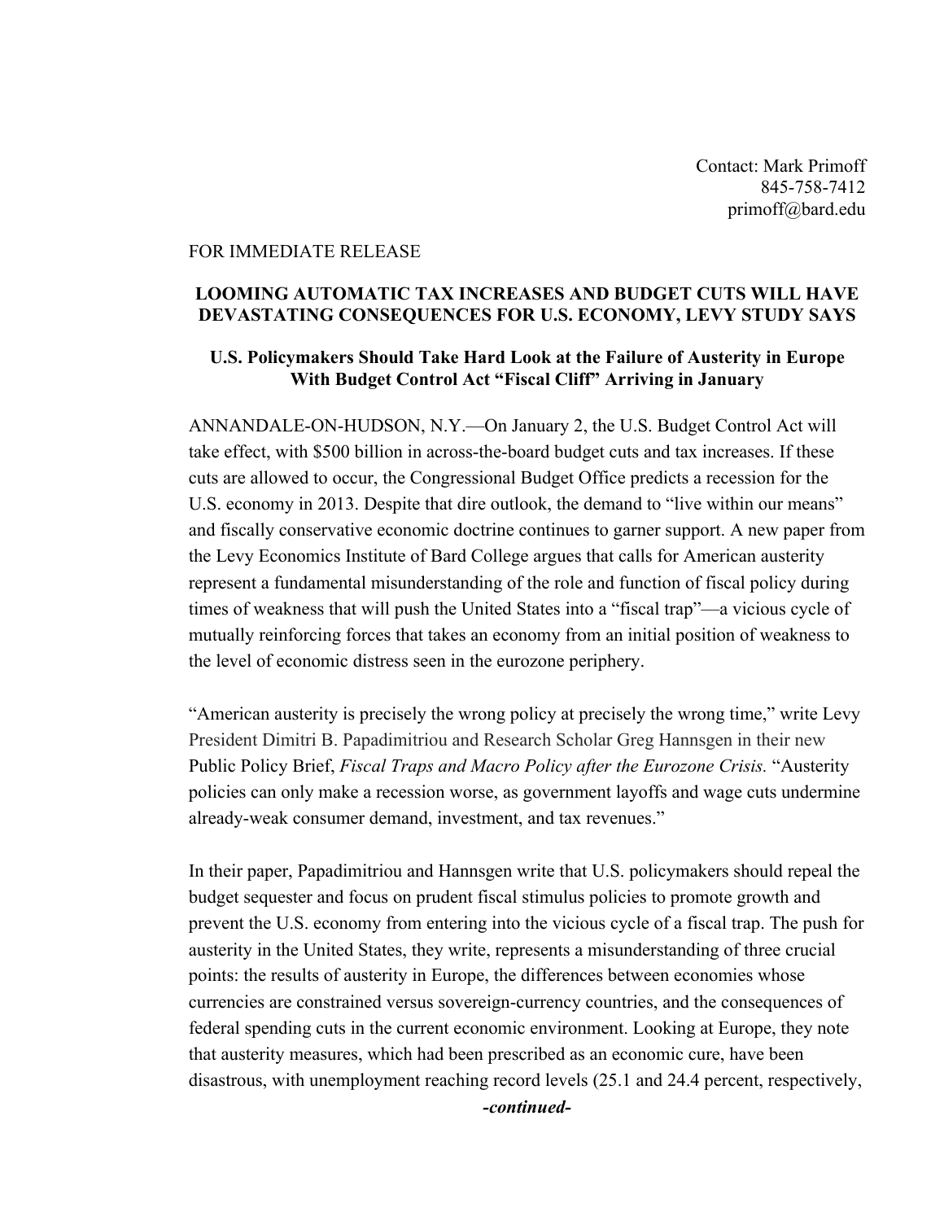Contact: Mark Primoff
845-758-7412
primoff@bard.edu

FOR IMMEDIATE RELEASE

**LOOMING AUTOMATIC TAX INCREASES AND BUDGET CUTS WILL HAVE DEVASTATING CONSEQUENCES FOR U.S. ECONOMY, LEVY STUDY SAYS**

**U.S. Policymakers Should Take Hard Look at the Failure of Austerity in Europe With Budget Control Act "Fiscal Cliff" Arriving in January**

ANNANDALE-ON-HUDSON, N.Y.—On January 2, the U.S. Budget Control Act will take effect, with $500 billion in across-the-board budget cuts and tax increases. If these cuts are allowed to occur, the Congressional Budget Office predicts a recession for the U.S. economy in 2013. Despite that dire outlook, the demand to "live within our means" and fiscally conservative economic doctrine continues to garner support. A new paper from the Levy Economics Institute of Bard College argues that calls for American austerity represent a fundamental misunderstanding of the role and function of fiscal policy during times of weakness that will push the United States into a "fiscal trap"—a vicious cycle of mutually reinforcing forces that takes an economy from an initial position of weakness to the level of economic distress seen in the eurozone periphery.

"American austerity is precisely the wrong policy at precisely the wrong time," write Levy President Dimitri B. Papadimitriou and Research Scholar Greg Hannsgen in their new Public Policy Brief, *Fiscal Traps and Macro Policy after the Eurozone Crisis*. "Austerity policies can only make a recession worse, as government layoffs and wage cuts undermine already-weak consumer demand, investment, and tax revenues."

In their paper, Papadimitriou and Hannsgen write that U.S. policymakers should repeal the budget sequester and focus on prudent fiscal stimulus policies to promote growth and prevent the U.S. economy from entering into the vicious cycle of a fiscal trap. The push for austerity in the United States, they write, represents a misunderstanding of three crucial points: the results of austerity in Europe, the differences between economies whose currencies are constrained versus sovereign-currency countries, and the consequences of federal spending cuts in the current economic environment. Looking at Europe, they note that austerity measures, which had been prescribed as an economic cure, have been disastrous, with unemployment reaching record levels (25.1 and 24.4 percent, respectively,

***-continued-***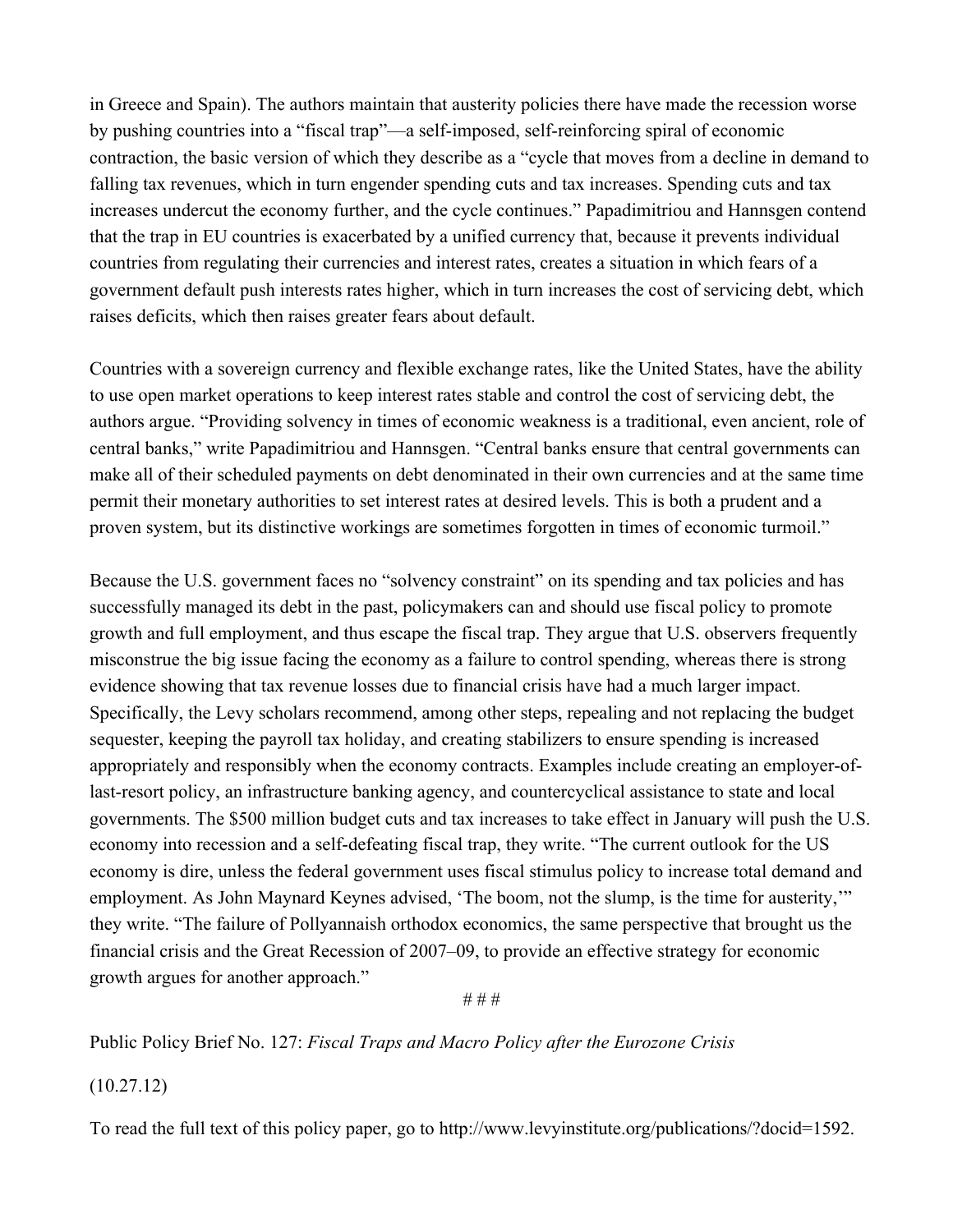in Greece and Spain). The authors maintain that austerity policies there have made the recession worse by pushing countries into a "fiscal trap"—a self-imposed, self-reinforcing spiral of economic contraction, the basic version of which they describe as a "cycle that moves from a decline in demand to falling tax revenues, which in turn engender spending cuts and tax increases. Spending cuts and tax increases undercut the economy further, and the cycle continues." Papadimitriou and Hannsgen contend that the trap in EU countries is exacerbated by a unified currency that, because it prevents individual countries from regulating their currencies and interest rates, creates a situation in which fears of a government default push interests rates higher, which in turn increases the cost of servicing debt, which raises deficits, which then raises greater fears about default.

Countries with a sovereign currency and flexible exchange rates, like the United States, have the ability to use open market operations to keep interest rates stable and control the cost of servicing debt, the authors argue. "Providing solvency in times of economic weakness is a traditional, even ancient, role of central banks," write Papadimitriou and Hannsgen. "Central banks ensure that central governments can make all of their scheduled payments on debt denominated in their own currencies and at the same time permit their monetary authorities to set interest rates at desired levels. This is both a prudent and a proven system, but its distinctive workings are sometimes forgotten in times of economic turmoil."

Because the U.S. government faces no "solvency constraint" on its spending and tax policies and has successfully managed its debt in the past, policymakers can and should use fiscal policy to promote growth and full employment, and thus escape the fiscal trap. They argue that U.S. observers frequently misconstrue the big issue facing the economy as a failure to control spending, whereas there is strong evidence showing that tax revenue losses due to financial crisis have had a much larger impact. Specifically, the Levy scholars recommend, among other steps, repealing and not replacing the budget sequester, keeping the payroll tax holiday, and creating stabilizers to ensure spending is increased appropriately and responsibly when the economy contracts. Examples include creating an employer-of-last-resort policy, an infrastructure banking agency, and countercyclical assistance to state and local governments. The $500 million budget cuts and tax increases to take effect in January will push the U.S. economy into recession and a self-defeating fiscal trap, they write. "The current outlook for the US economy is dire, unless the federal government uses fiscal stimulus policy to increase total demand and employment. As John Maynard Keynes advised, 'The boom, not the slump, is the time for austerity,'" they write. "The failure of Pollyannaish orthodox economics, the same perspective that brought us the financial crisis and the Great Recession of 2007–09, to provide an effective strategy for economic growth argues for another approach."

# # #

Public Policy Brief No. 127: *Fiscal Traps and Macro Policy after the Eurozone Crisis*

(10.27.12)

To read the full text of this policy paper, go to http://www.levyinstitute.org/publications/?docid=1592.